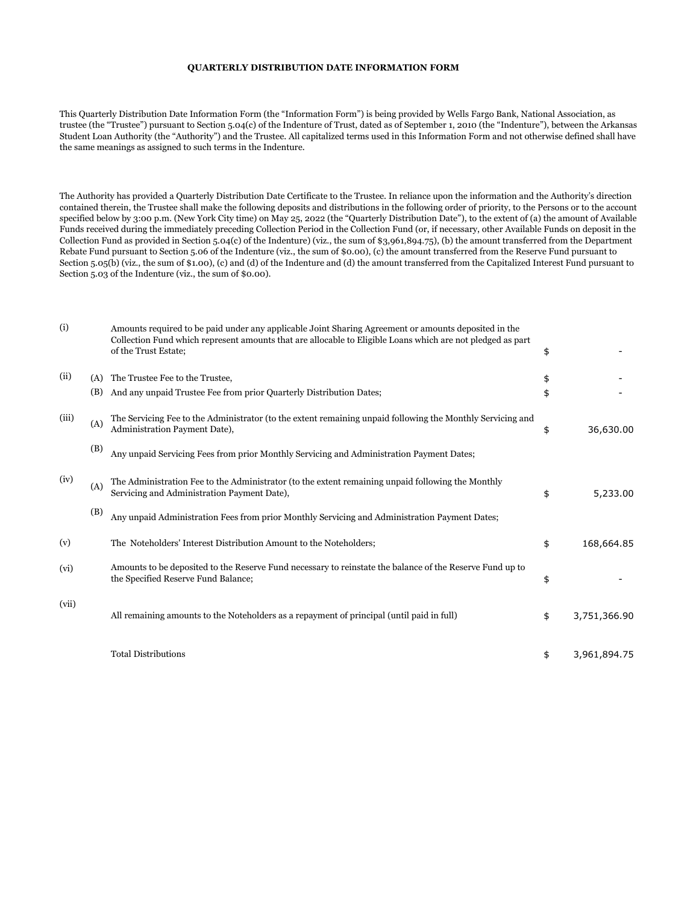# QUARTERLY DISTRIBUTION DATE INFORMATION FORM

This Quarterly Distribution Date Information Form (the "Information Form") is being provided by Wells Fargo Bank, National Association, as trustee (the "Trustee") pursuant to Section 5.04(c) of the Indenture of Trust, dated as of September 1, 2010 (the "Indenture"), between the Arkansas Student Loan Authority (the "Authority") and the Trustee. All capitalized terms used in this Information Form and not otherwise defined shall have the same meanings as assigned to such terms in the Indenture.

The Authority has provided a Quarterly Distribution Date Certificate to the Trustee. In reliance upon the information and the Authority's direction contained therein, the Trustee shall make the following deposits and distributions in the following order of priority, to the Persons or to the account specified below by 3:00 p.m. (New York City time) on May 25, 2022 (the "Quarterly Distribution Date"), to the extent of (a) the amount of Available Funds received during the immediately preceding Collection Period in the Collection Fund (or, if necessary, other Available Funds on deposit in the Collection Fund as provided in Section 5.04(c) of the Indenture) (viz., the sum of $3,961,894.75), (b) the amount transferred from the Department Rebate Fund pursuant to Section 5.06 of the Indenture (viz., the sum of $0.00), (c) the amount transferred from the Reserve Fund pursuant to Section 5.05(b) (viz., the sum of $1.00), (c) and (d) of the Indenture and (d) the amount transferred from the Capitalized Interest Fund pursuant to Section 5.03 of the Indenture (viz., the sum of $0.00).

| | | | | |
|---|---|---|---|---|
| (i) | | Amounts required to be paid under any applicable Joint Sharing Agreement or amounts deposited in the Collection Fund which represent amounts that are allocable to Eligible Loans which are not pledged as part of the Trust Estate; | $ | - |
| (ii) | (A) | The Trustee Fee to the Trustee, | $ | - |
| | (B) | And any unpaid Trustee Fee from prior Quarterly Distribution Dates; | $ | - |
| (iii) | (A) | The Servicing Fee to the Administrator (to the extent remaining unpaid following the Monthly Servicing and Administration Payment Date), | $ | 36,630.00 |
| | (B) | Any unpaid Servicing Fees from prior Monthly Servicing and Administration Payment Dates; | | |
| (iv) | (A) | The Administration Fee to the Administrator (to the extent remaining unpaid following the Monthly Servicing and Administration Payment Date), | $ | 5,233.00 |
| | (B) | Any unpaid Administration Fees from prior Monthly Servicing and Administration Payment Dates; | | |
| (v) | | The Noteholders' Interest Distribution Amount to the Noteholders; | $ | 168,664.85 |
| (vi) | | Amounts to be deposited to the Reserve Fund necessary to reinstate the balance of the Reserve Fund up to the Specified Reserve Fund Balance; | $ | - |
| (vii) | | All remaining amounts to the Noteholders as a repayment of principal (until paid in full) | $ | 3,751,366.90 |
| | | Total Distributions | $ | 3,961,894.75 |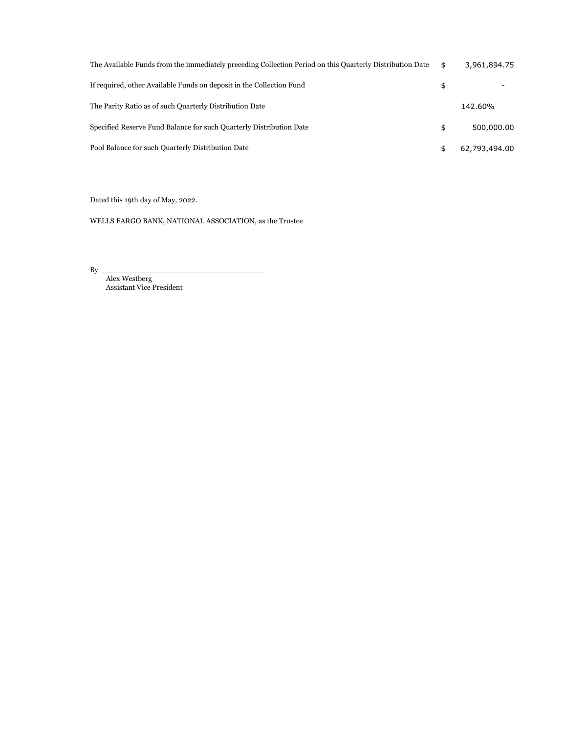| | | |
|---|---|---|
| The Available Funds from the immediately preceding Collection Period on this Quarterly Distribution Date | $ | 3,961,894.75 |
| If required, other Available Funds on deposit in the Collection Fund | $ | - |
| The Parity Ratio as of such Quarterly Distribution Date | | 142.60% |
| Specified Reserve Fund Balance for such Quarterly Distribution Date | $ | 500,000.00 |
| Pool Balance for such Quarterly Distribution Date | $ | 62,793,494.00 |

Dated this 19th day of May, 2022.

WELLS FARGO BANK, NATIONAL ASSOCIATION, as the Trustee

By ___________________________________

Alex Westberg
Assistant Vice President